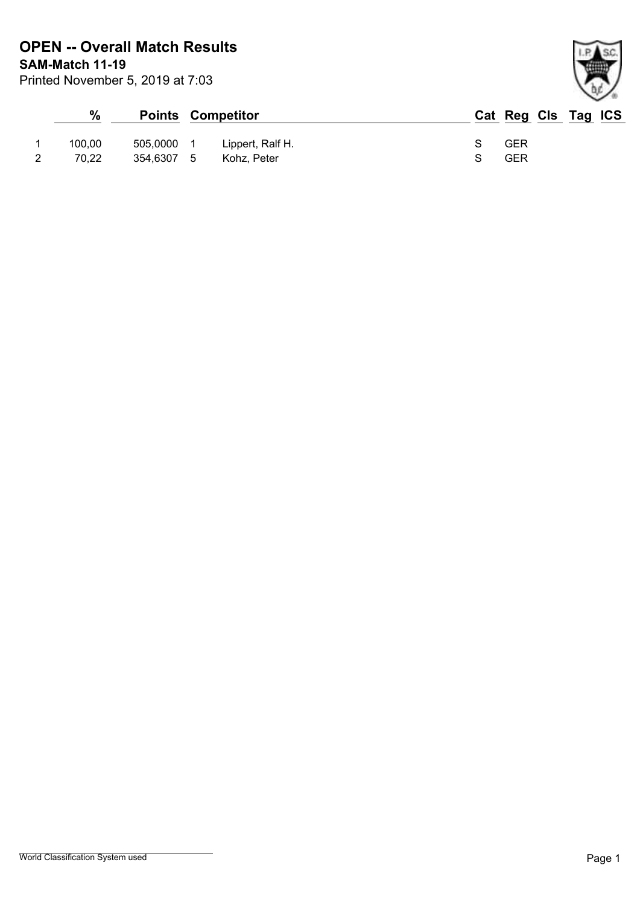# OPEN -- Overall Match Results

**SAM-Match 11-19**

Printed November 5, 2019 at 7:03

| | % | Points | | Competitor | Cat | Reg | Cls | Tag | ICS |
|---|---|---|---|---|---|---|---|---|---|
| 1 | 100,00 | 505,0000 | 1 | Lippert, Ralf H. | S | GER | | | |
| 2 | 70,22 | 354,6307 | 5 | Kohz, Peter | S | GER | | | |

World Classification System used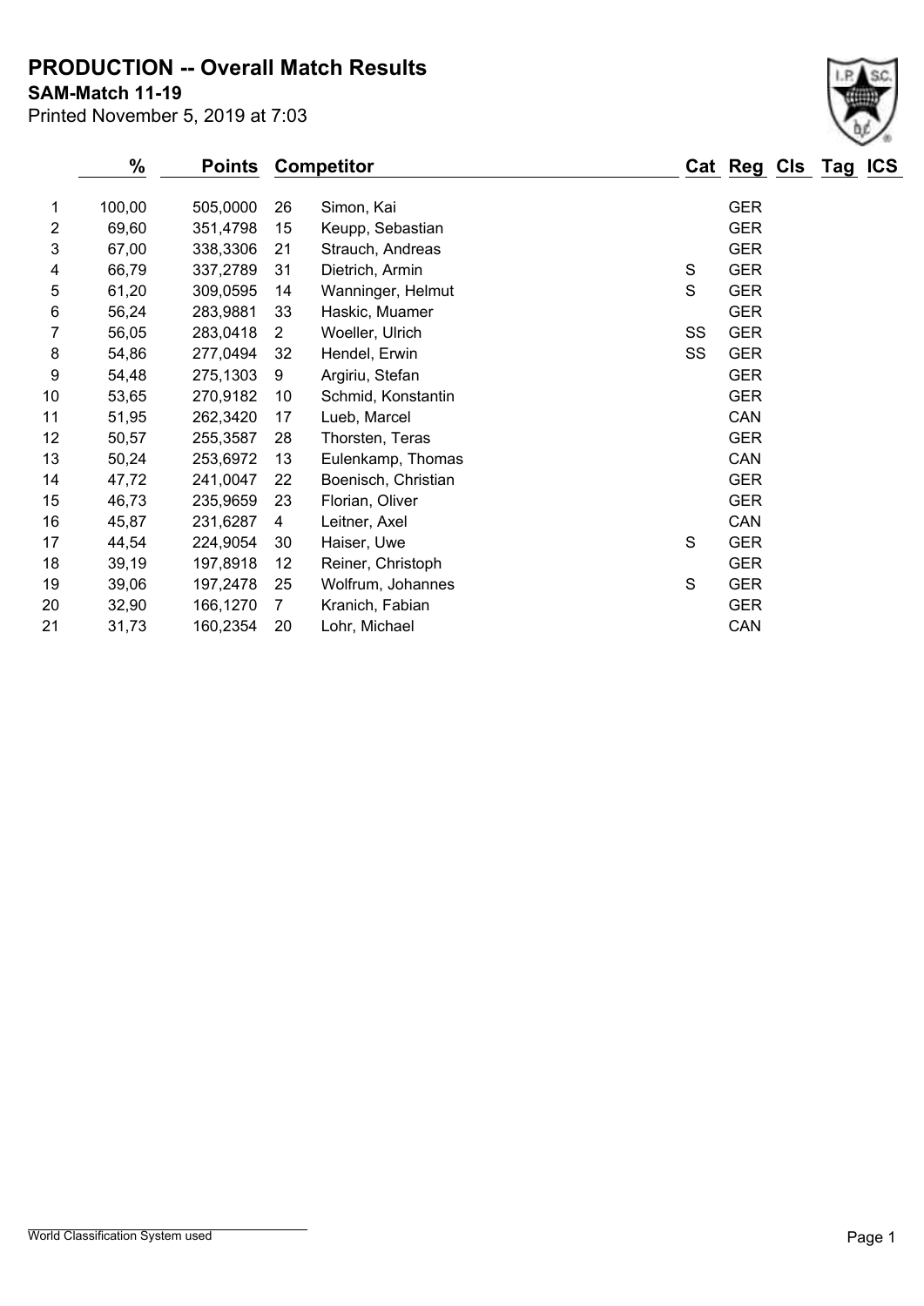# PRODUCTION -- Overall Match Results

**SAM-Match 11-19**

Printed November 5, 2019 at 7:03

| | % | Points | Competitor | | Cat | Reg | Cls | Tag | ICS |
|---|---|---|---|---|---|---|---|---|---|
| 1 | 100,00 | 505,0000 | 26 | Simon, Kai | | GER | | | |
| 2 | 69,60 | 351,4798 | 15 | Keupp, Sebastian | | GER | | | |
| 3 | 67,00 | 338,3306 | 21 | Strauch, Andreas | | GER | | | |
| 4 | 66,79 | 337,2789 | 31 | Dietrich, Armin | S | GER | | | |
| 5 | 61,20 | 309,0595 | 14 | Wanninger, Helmut | S | GER | | | |
| 6 | 56,24 | 283,9881 | 33 | Haskic, Muamer | | GER | | | |
| 7 | 56,05 | 283,0418 | 2 | Woeller, Ulrich | SS | GER | | | |
| 8 | 54,86 | 277,0494 | 32 | Hendel, Erwin | SS | GER | | | |
| 9 | 54,48 | 275,1303 | 9 | Argiriu, Stefan | | GER | | | |
| 10 | 53,65 | 270,9182 | 10 | Schmid, Konstantin | | GER | | | |
| 11 | 51,95 | 262,3420 | 17 | Lueb, Marcel | | CAN | | | |
| 12 | 50,57 | 255,3587 | 28 | Thorsten, Teras | | GER | | | |
| 13 | 50,24 | 253,6972 | 13 | Eulenkamp, Thomas | | CAN | | | |
| 14 | 47,72 | 241,0047 | 22 | Boenisch, Christian | | GER | | | |
| 15 | 46,73 | 235,9659 | 23 | Florian, Oliver | | GER | | | |
| 16 | 45,87 | 231,6287 | 4 | Leitner, Axel | | CAN | | | |
| 17 | 44,54 | 224,9054 | 30 | Haiser, Uwe | S | GER | | | |
| 18 | 39,19 | 197,8918 | 12 | Reiner, Christoph | | GER | | | |
| 19 | 39,06 | 197,2478 | 25 | Wolfrum, Johannes | S | GER | | | |
| 20 | 32,90 | 166,1270 | 7 | Kranich, Fabian | | GER | | | |
| 21 | 31,73 | 160,2354 | 20 | Lohr, Michael | | CAN | | | |

World Classification System used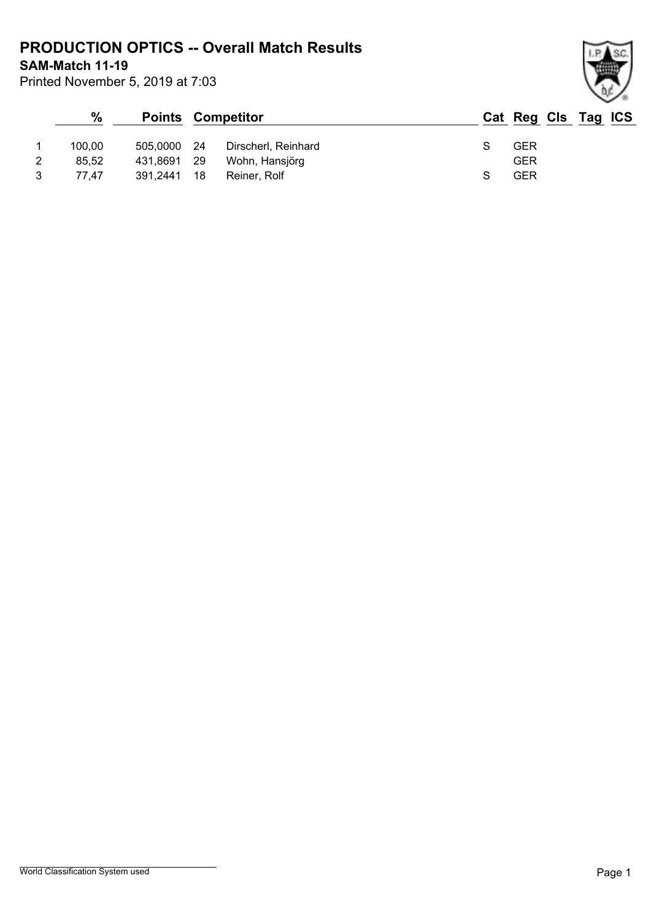# PRODUCTION OPTICS -- Overall Match Results

**SAM-Match 11-19**

Printed November 5, 2019 at 7:03

| | % | Points | Competitor | | Cat | Reg | Cls | Tag | ICS |
|---|---|---|---|---|---|---|---|---|---|
| 1 | 100,00 | 505,0000 | 24 | Dirscherl, Reinhard | S | GER | | | |
| 2 | 85,52 | 431,8691 | 29 | Wohn, Hansjörg | | GER | | | |
| 3 | 77,47 | 391,2441 | 18 | Reiner, Rolf | S | GER | | | |

World Classification System used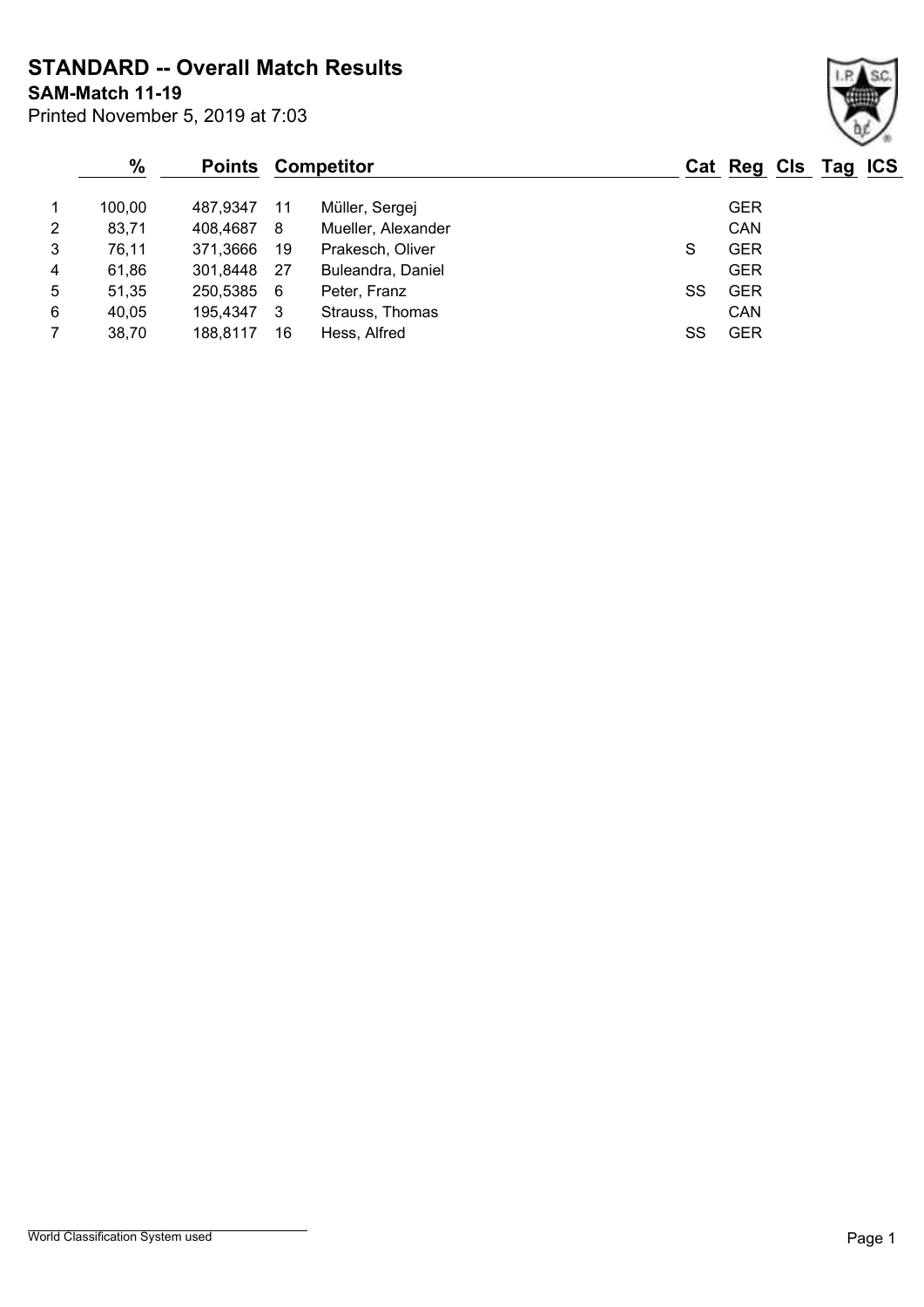# STANDARD -- Overall Match Results

**SAM-Match 11-19**

Printed November 5, 2019 at 7:03

| | % | Points | Competitor | | Cat | Reg | Cls | Tag | ICS |
|---|---|---|---|---|---|---|---|---|---|
| 1 | 100,00 | 487,9347 | 11 | Müller, Sergej | | GER | | | |
| 2 | 83,71 | 408,4687 | 8 | Mueller, Alexander | | CAN | | | |
| 3 | 76,11 | 371,3666 | 19 | Prakesch, Oliver | S | GER | | | |
| 4 | 61,86 | 301,8448 | 27 | Buleandra, Daniel | | GER | | | |
| 5 | 51,35 | 250,5385 | 6 | Peter, Franz | SS | GER | | | |
| 6 | 40,05 | 195,4347 | 3 | Strauss, Thomas | | CAN | | | |
| 7 | 38,70 | 188,8117 | 16 | Hess, Alfred | SS | GER | | | |

World Classification System used